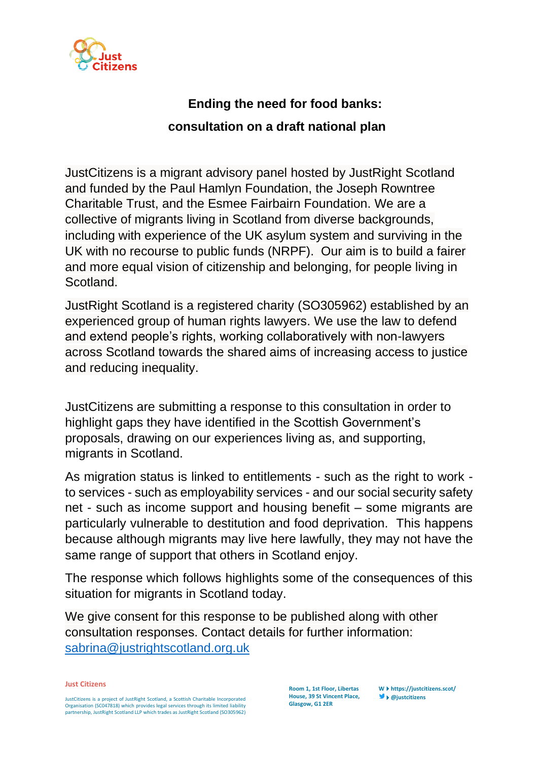# Ending the need for food banks: consultation on a draft national plan

JustCitizens is a migrant advisory panel hosted by JustRight Scotland and funded by the Paul Hamlyn Foundation, the Joseph Rowntree Charitable Trust, and the Esmee Fairbairn Foundation. We are a collective of migrants living in Scotland from diverse backgrounds, including with experience of the UK asylum system and surviving in the UK with no recourse to public funds (NRPF). Our aim is to build a fairer and more equal vision of citizenship and belonging, for people living in Scotland.

JustRight Scotland is a registered charity (SO305962) established by an experienced group of human rights lawyers. We use the law to defend and extend people's rights, working collaboratively with non-lawyers across Scotland towards the shared aims of increasing access to justice and reducing inequality.

JustCitizens are submitting a response to this consultation in order to highlight gaps they have identified in the Scottish Government's proposals, drawing on our experiences living as, and supporting, migrants in Scotland.

As migration status is linked to entitlements - such as the right to work - to services - such as employability services - and our social security safety net - such as income support and housing benefit – some migrants are particularly vulnerable to destitution and food deprivation. This happens because although migrants may live here lawfully, they may not have the same range of support that others in Scotland enjoy.

The response which follows highlights some of the consequences of this situation for migrants in Scotland today.

We give consent for this response to be published along with other consultation responses. Contact details for further information: sabrina@justrightscotland.org.uk

**Just Citizens**

JustCitizens is a project of JustRight Scotland, a Scottish Charitable Incorporated Organisation (SC047818) which provides legal services through its limited liability partnership, JustRight Scotland LLP which trades as JustRight Scotland (SO305962)

Room 1, 1st Floor, Libertas House, 39 St Vincent Place, Glasgow, G1 2ER

W ▸ https://justcitizens.scot/
▸ @justcitizens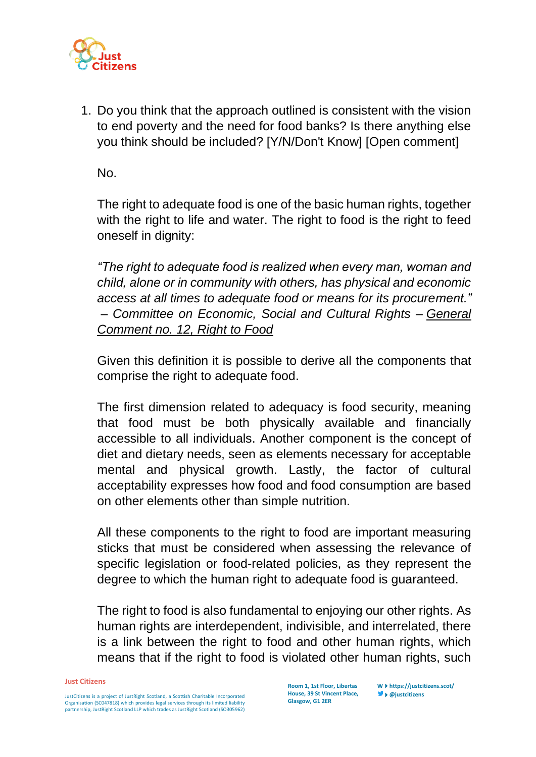1. Do you think that the approach outlined is consistent with the vision to end poverty and the need for food banks? Is there anything else you think should be included? [Y/N/Don't Know] [Open comment]

   No.

   The right to adequate food is one of the basic human rights, together with the right to life and water. The right to food is the right to feed oneself in dignity:

   *"The right to adequate food is realized when every man, woman and child, alone or in community with others, has physical and economic access at all times to adequate food or means for its procurement." – Committee on Economic, Social and Cultural Rights – General Comment no. 12, Right to Food*

   Given this definition it is possible to derive all the components that comprise the right to adequate food.

   The first dimension related to adequacy is food security, meaning that food must be both physically available and financially accessible to all individuals. Another component is the concept of diet and dietary needs, seen as elements necessary for acceptable mental and physical growth. Lastly, the factor of cultural acceptability expresses how food and food consumption are based on other elements other than simple nutrition.

   All these components to the right to food are important measuring sticks that must be considered when assessing the relevance of specific legislation or food-related policies, as they represent the degree to which the human right to adequate food is guaranteed.

   The right to food is also fundamental to enjoying our other rights. As human rights are interdependent, indivisible, and interrelated, there is a link between the right to food and other human rights, which means that if the right to food is violated other human rights, such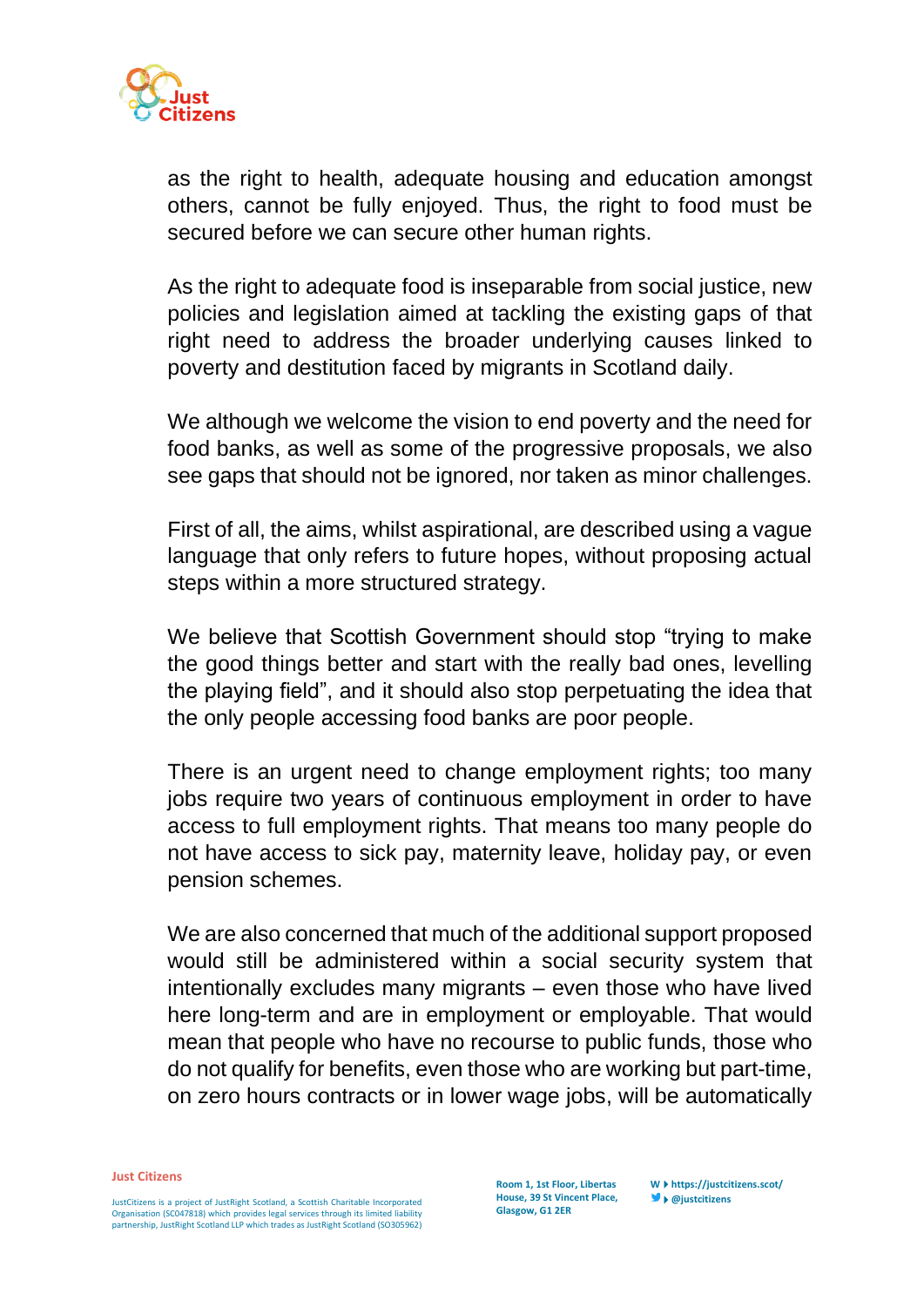as the right to health, adequate housing and education amongst others, cannot be fully enjoyed. Thus, the right to food must be secured before we can secure other human rights.

As the right to adequate food is inseparable from social justice, new policies and legislation aimed at tackling the existing gaps of that right need to address the broader underlying causes linked to poverty and destitution faced by migrants in Scotland daily.

We although we welcome the vision to end poverty and the need for food banks, as well as some of the progressive proposals, we also see gaps that should not be ignored, nor taken as minor challenges.

First of all, the aims, whilst aspirational, are described using a vague language that only refers to future hopes, without proposing actual steps within a more structured strategy.

We believe that Scottish Government should stop "trying to make the good things better and start with the really bad ones, levelling the playing field", and it should also stop perpetuating the idea that the only people accessing food banks are poor people.

There is an urgent need to change employment rights; too many jobs require two years of continuous employment in order to have access to full employment rights. That means too many people do not have access to sick pay, maternity leave, holiday pay, or even pension schemes.

We are also concerned that much of the additional support proposed would still be administered within a social security system that intentionally excludes many migrants – even those who have lived here long-term and are in employment or employable. That would mean that people who have no recourse to public funds, those who do not qualify for benefits, even those who are working but part-time, on zero hours contracts or in lower wage jobs, will be automatically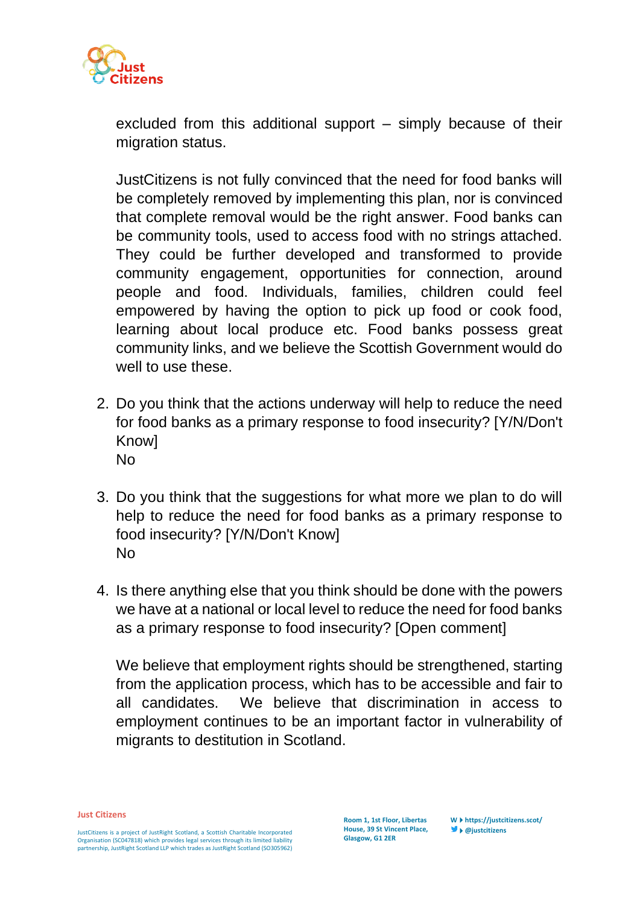excluded from this additional support – simply because of their migration status.

JustCitizens is not fully convinced that the need for food banks will be completely removed by implementing this plan, nor is convinced that complete removal would be the right answer. Food banks can be community tools, used to access food with no strings attached. They could be further developed and transformed to provide community engagement, opportunities for connection, around people and food. Individuals, families, children could feel empowered by having the option to pick up food or cook food, learning about local produce etc. Food banks possess great community links, and we believe the Scottish Government would do well to use these.

2. Do you think that the actions underway will help to reduce the need for food banks as a primary response to food insecurity? [Y/N/Don't Know]
   No

3. Do you think that the suggestions for what more we plan to do will help to reduce the need for food banks as a primary response to food insecurity? [Y/N/Don't Know]
   No

4. Is there anything else that you think should be done with the powers we have at a national or local level to reduce the need for food banks as a primary response to food insecurity? [Open comment]

   We believe that employment rights should be strengthened, starting from the application process, which has to be accessible and fair to all candidates. We believe that discrimination in access to employment continues to be an important factor in vulnerability of migrants to destitution in Scotland.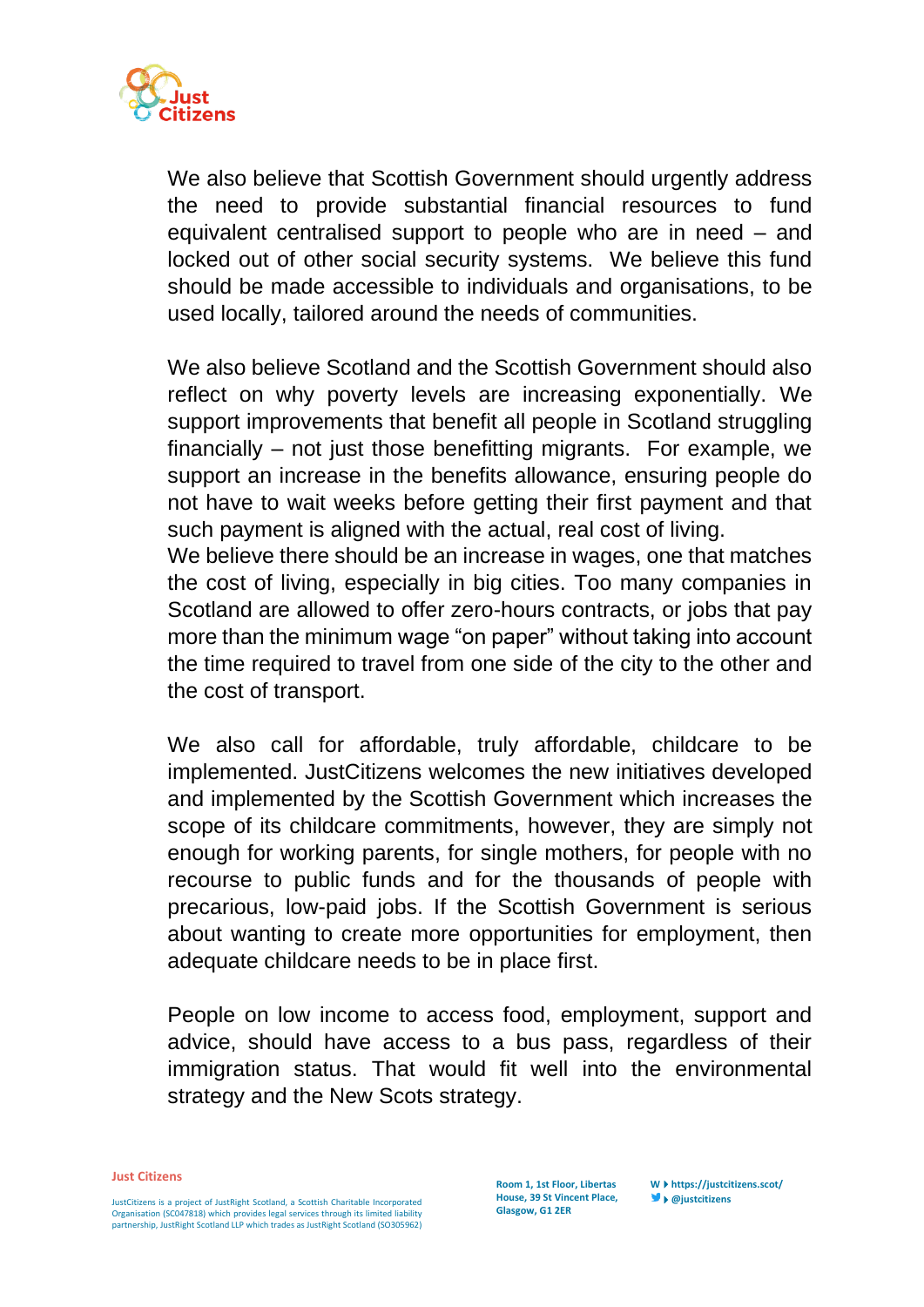We also believe that Scottish Government should urgently address the need to provide substantial financial resources to fund equivalent centralised support to people who are in need – and locked out of other social security systems. We believe this fund should be made accessible to individuals and organisations, to be used locally, tailored around the needs of communities.

We also believe Scotland and the Scottish Government should also reflect on why poverty levels are increasing exponentially. We support improvements that benefit all people in Scotland struggling financially – not just those benefitting migrants. For example, we support an increase in the benefits allowance, ensuring people do not have to wait weeks before getting their first payment and that such payment is aligned with the actual, real cost of living.
We believe there should be an increase in wages, one that matches the cost of living, especially in big cities. Too many companies in Scotland are allowed to offer zero-hours contracts, or jobs that pay more than the minimum wage "on paper" without taking into account the time required to travel from one side of the city to the other and the cost of transport.

We also call for affordable, truly affordable, childcare to be implemented. JustCitizens welcomes the new initiatives developed and implemented by the Scottish Government which increases the scope of its childcare commitments, however, they are simply not enough for working parents, for single mothers, for people with no recourse to public funds and for the thousands of people with precarious, low-paid jobs. If the Scottish Government is serious about wanting to create more opportunities for employment, then adequate childcare needs to be in place first.

People on low income to access food, employment, support and advice, should have access to a bus pass, regardless of their immigration status. That would fit well into the environmental strategy and the New Scots strategy.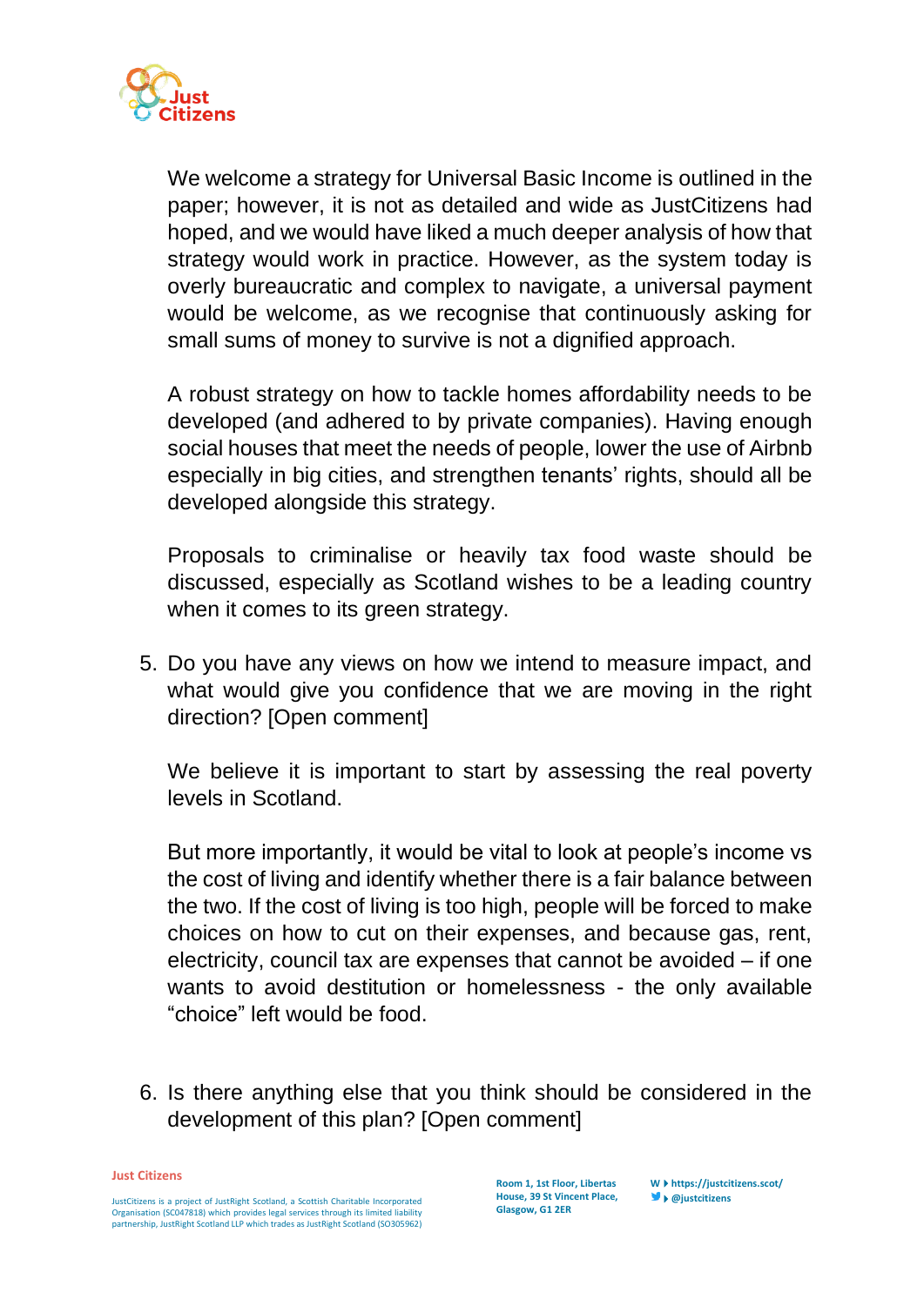We welcome a strategy for Universal Basic Income is outlined in the paper; however, it is not as detailed and wide as JustCitizens had hoped, and we would have liked a much deeper analysis of how that strategy would work in practice. However, as the system today is overly bureaucratic and complex to navigate, a universal payment would be welcome, as we recognise that continuously asking for small sums of money to survive is not a dignified approach.

A robust strategy on how to tackle homes affordability needs to be developed (and adhered to by private companies). Having enough social houses that meet the needs of people, lower the use of Airbnb especially in big cities, and strengthen tenants' rights, should all be developed alongside this strategy.

Proposals to criminalise or heavily tax food waste should be discussed, especially as Scotland wishes to be a leading country when it comes to its green strategy.

5. Do you have any views on how we intend to measure impact, and what would give you confidence that we are moving in the right direction? [Open comment]

   We believe it is important to start by assessing the real poverty levels in Scotland.

   But more importantly, it would be vital to look at people's income vs the cost of living and identify whether there is a fair balance between the two. If the cost of living is too high, people will be forced to make choices on how to cut on their expenses, and because gas, rent, electricity, council tax are expenses that cannot be avoided – if one wants to avoid destitution or homelessness - the only available "choice" left would be food.

6. Is there anything else that you think should be considered in the development of this plan? [Open comment]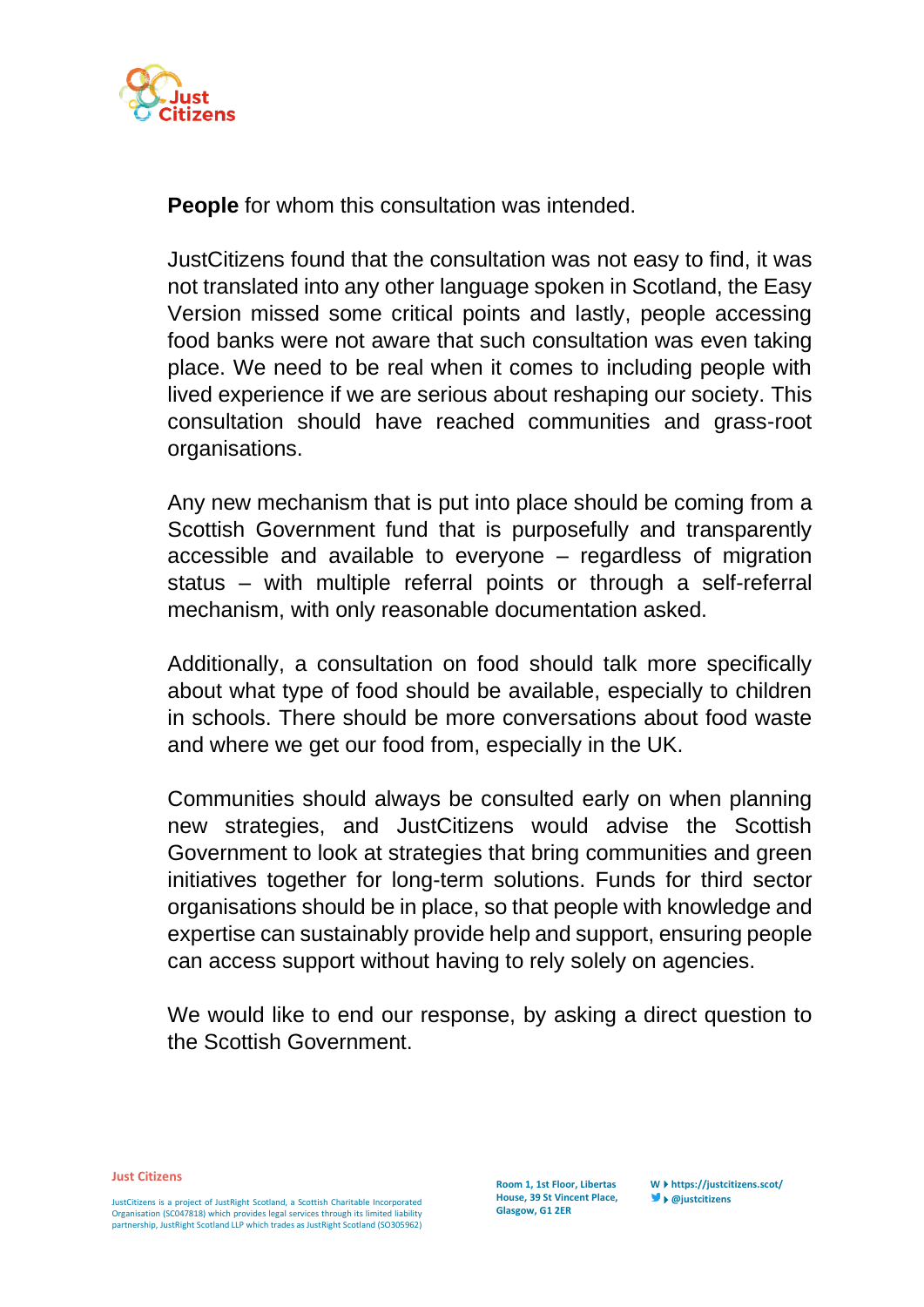**People** for whom this consultation was intended.

JustCitizens found that the consultation was not easy to find, it was not translated into any other language spoken in Scotland, the Easy Version missed some critical points and lastly, people accessing food banks were not aware that such consultation was even taking place. We need to be real when it comes to including people with lived experience if we are serious about reshaping our society. This consultation should have reached communities and grass-root organisations.

Any new mechanism that is put into place should be coming from a Scottish Government fund that is purposefully and transparently accessible and available to everyone – regardless of migration status – with multiple referral points or through a self-referral mechanism, with only reasonable documentation asked.

Additionally, a consultation on food should talk more specifically about what type of food should be available, especially to children in schools. There should be more conversations about food waste and where we get our food from, especially in the UK.

Communities should always be consulted early on when planning new strategies, and JustCitizens would advise the Scottish Government to look at strategies that bring communities and green initiatives together for long-term solutions. Funds for third sector organisations should be in place, so that people with knowledge and expertise can sustainably provide help and support, ensuring people can access support without having to rely solely on agencies.

We would like to end our response, by asking a direct question to the Scottish Government.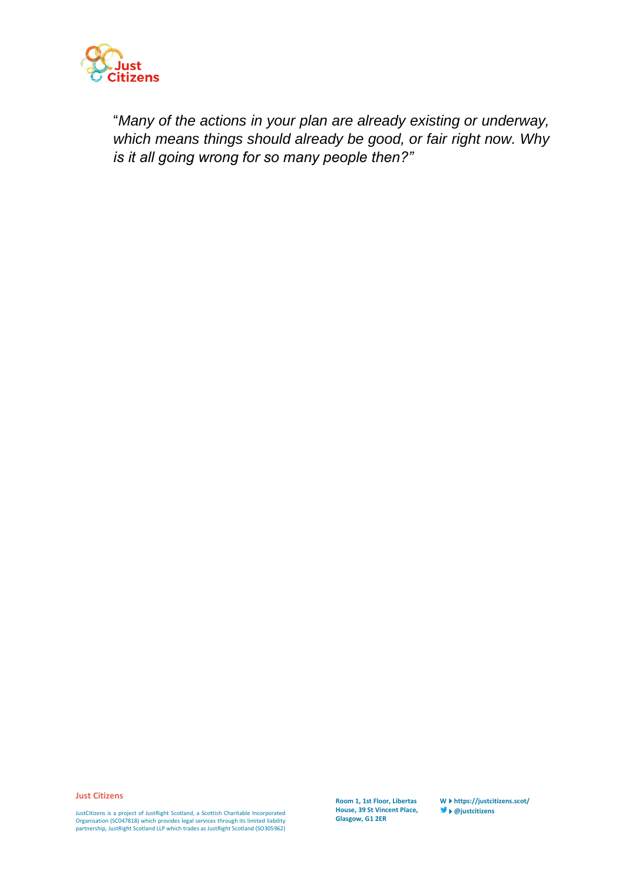"*Many of the actions in your plan are already existing or underway, which means things should already be good, or fair right now. Why is it all going wrong for so many people then?"*